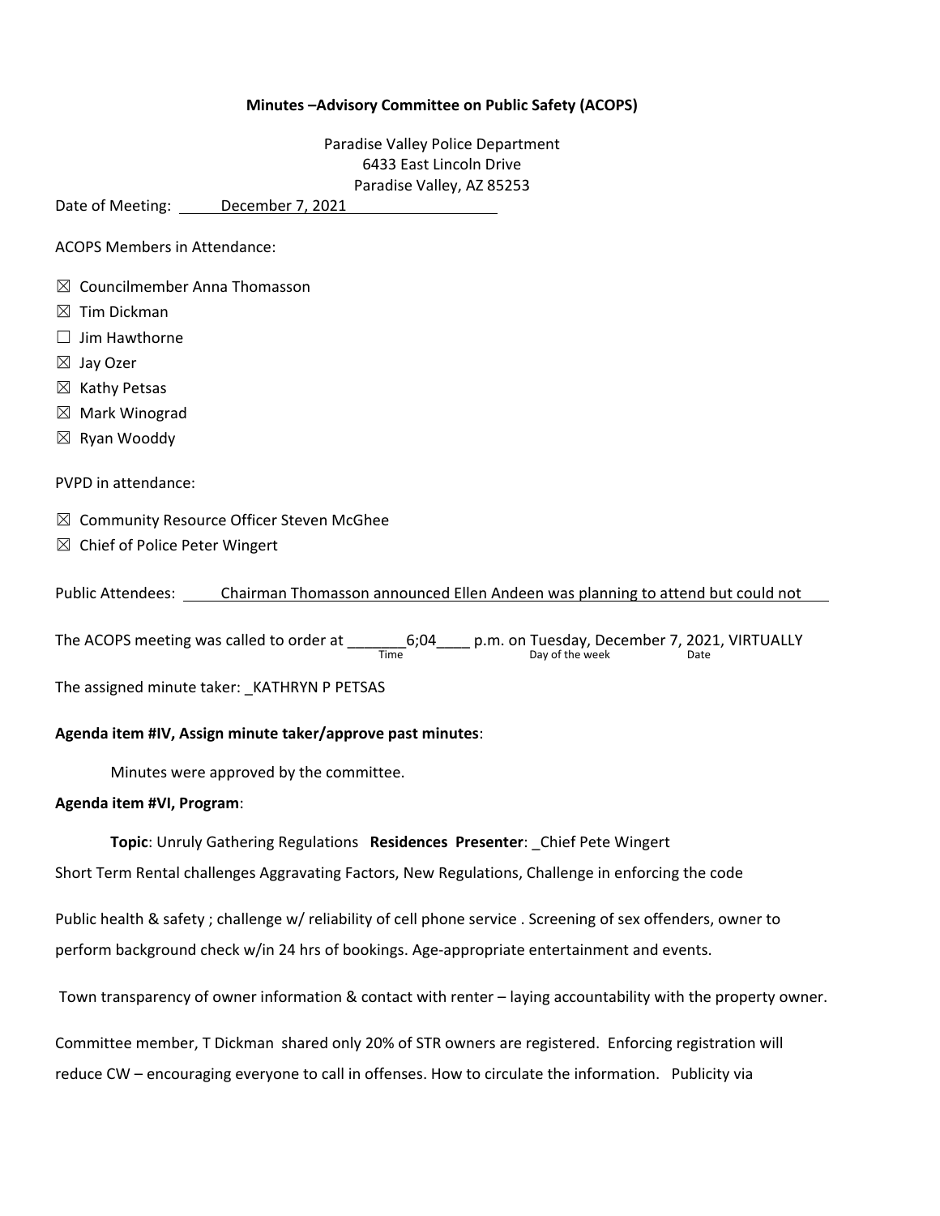**Minutes –Advisory Committee on Public Safety (ACOPS)**

Paradise Valley Police Department
6433 East Lincoln Drive
Paradise Valley, AZ 85253

Date of Meeting: December 7, 2021

ACOPS Members in Attendance:

☒ Councilmember Anna Thomasson
☒ Tim Dickman
☐ Jim Hawthorne
☒ Jay Ozer
☒ Kathy Petsas
☒ Mark Winograd
☒ Ryan Wooddy

PVPD in attendance:

☒ Community Resource Officer Steven McGhee
☒ Chief of Police Peter Wingert

Public Attendees: Chairman Thomasson announced Ellen Andeen was planning to attend but could not

The ACOPS meeting was called to order at _______6;04____ p.m. on Tuesday, December 7, 2021, VIRTUALLY
(Time) (Day of the week) (Date)

The assigned minute taker: _KATHRYN P PETSAS

**Agenda item #IV, Assign minute taker/approve past minutes**:

Minutes were approved by the committee.

**Agenda item #VI, Program**:

**Topic**: Unruly Gathering Regulations **Residences** **Presenter**: _Chief Pete Wingert

Short Term Rental challenges Aggravating Factors, New Regulations, Challenge in enforcing the code

Public health & safety ; challenge w/ reliability of cell phone service . Screening of sex offenders, owner to perform background check w/in 24 hrs of bookings. Age-appropriate entertainment and events.

Town transparency of owner information & contact with renter – laying accountability with the property owner.

Committee member, T Dickman shared only 20% of STR owners are registered. Enforcing registration will reduce CW – encouraging everyone to call in offenses. How to circulate the information. Publicity via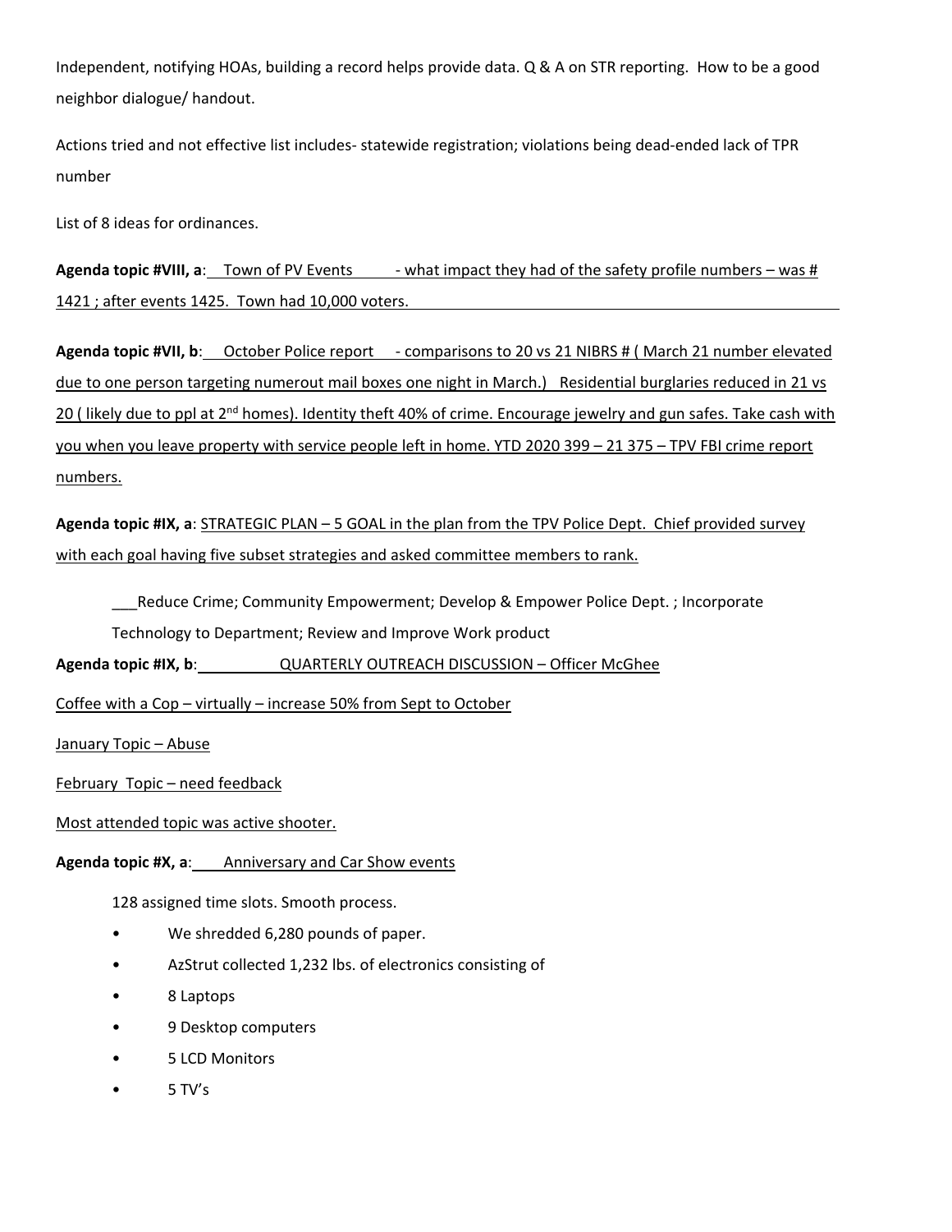Independent, notifying HOAs, building a record helps provide data. Q & A on STR reporting. How to be a good neighbor dialogue/ handout.

Actions tried and not effective list includes- statewide registration; violations being dead-ended lack of TPR number

List of 8 ideas for ordinances.

**Agenda topic #VIII, a**: Town of PV Events - what impact they had of the safety profile numbers – was # 1421 ; after events 1425. Town had 10,000 voters.

**Agenda topic #VII, b**: October Police report - comparisons to 20 vs 21 NIBRS # ( March 21 number elevated due to one person targeting numerout mail boxes one night in March.) Residential burglaries reduced in 21 vs 20 ( likely due to ppl at 2nd homes). Identity theft 40% of crime. Encourage jewelry and gun safes. Take cash with you when you leave property with service people left in home. YTD 2020 399 – 21 375 – TPV FBI crime report numbers.

**Agenda topic #IX, a**: STRATEGIC PLAN – 5 GOAL in the plan from the TPV Police Dept. Chief provided survey with each goal having five subset strategies and asked committee members to rank.

___Reduce Crime; Community Empowerment; Develop & Empower Police Dept. ; Incorporate Technology to Department; Review and Improve Work product

**Agenda topic #IX, b**: QUARTERLY OUTREACH DISCUSSION – Officer McGhee

Coffee with a Cop – virtually – increase 50% from Sept to October

January Topic – Abuse

February Topic – need feedback

Most attended topic was active shooter.

**Agenda topic #X, a**: Anniversary and Car Show events

128 assigned time slots. Smooth process.

- We shredded 6,280 pounds of paper.
- AzStrut collected 1,232 lbs. of electronics consisting of
- 8 Laptops
- 9 Desktop computers
- 5 LCD Monitors
- 5 TV's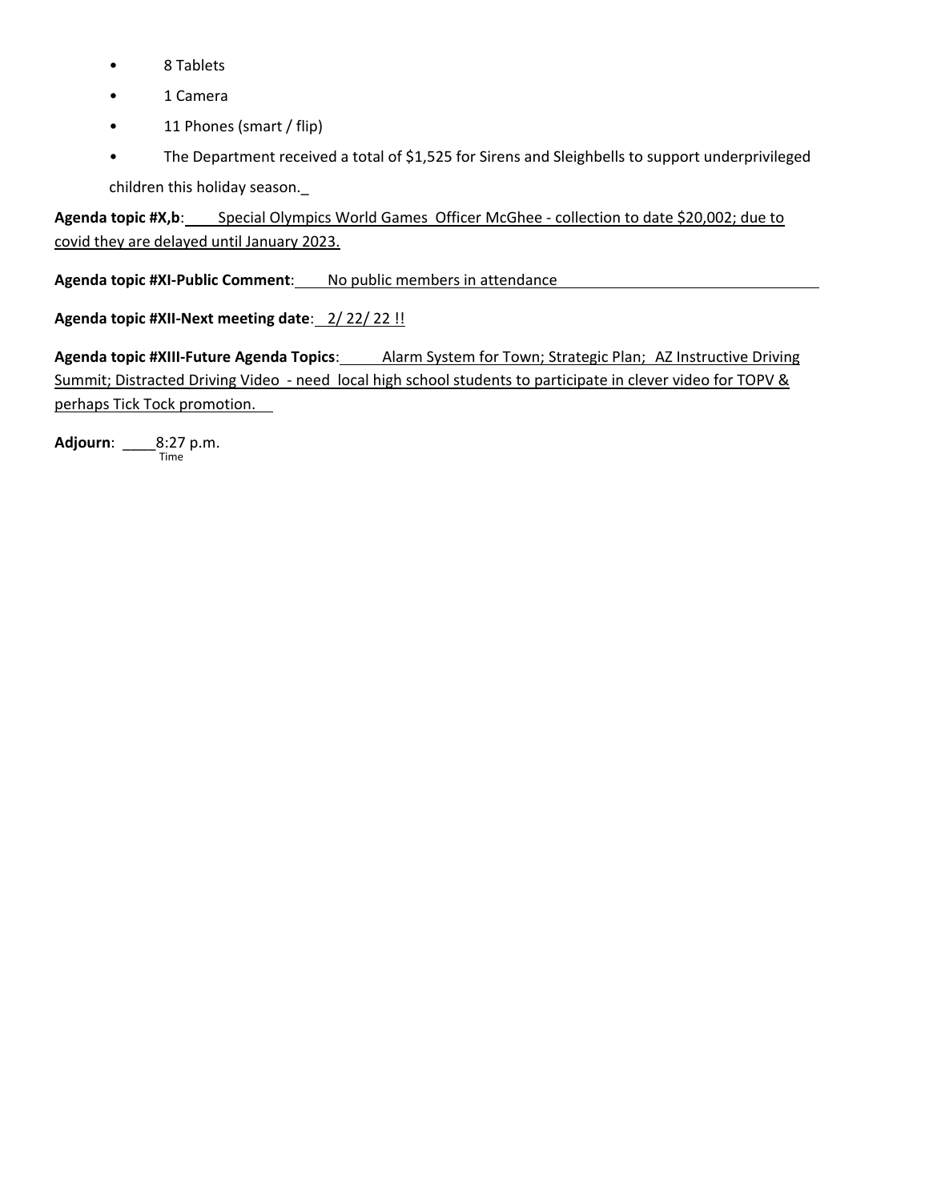- 8 Tablets
- 1 Camera
- 11 Phones (smart / flip)
- The Department received a total of $1,525 for Sirens and Sleighbells to support underprivileged children this holiday season.

**Agenda topic #X,b**: Special Olympics World Games Officer McGhee - collection to date $20,002; due to covid they are delayed until January 2023.

**Agenda topic #XI-Public Comment**: No public members in attendance

**Agenda topic #XII-Next meeting date**: 2/ 22/ 22 !!

**Agenda topic #XIII-Future Agenda Topics**: Alarm System for Town; Strategic Plan; AZ Instructive Driving Summit; Distracted Driving Video - need local high school students to participate in clever video for TOPV & perhaps Tick Tock promotion.

**Adjourn**: 8:27 p.m.
Time